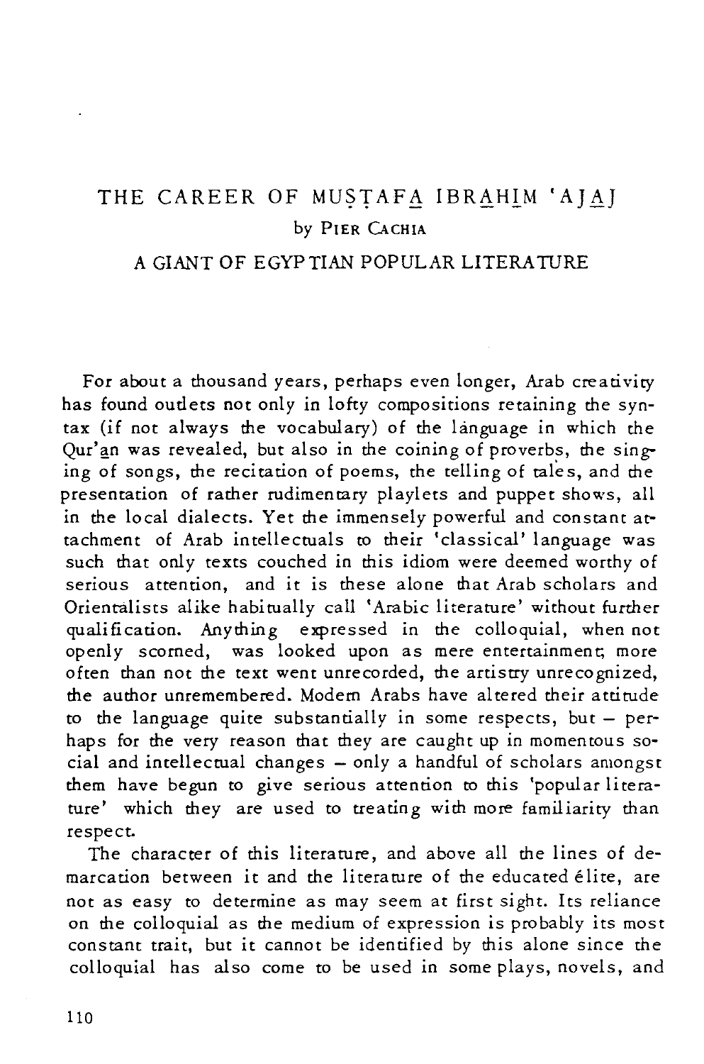# THE CAREER OF MUṢṬAFA̱ IBRA̱HI̱M 'AJA̱J

by Pier Cachia

## A GIANT OF EGYPTIAN POPULAR LITERATURE

For about a thousand years, perhaps even longer, Arab creativity has found outlets not only in lofty compositions retaining the syntax (if not always the vocabulary) of the language in which the Qur'a̱n was revealed, but also in the coining of proverbs, the singing of songs, the recitation of poems, the telling of tales, and the presentation of rather rudimentary playlets and puppet shows, all in the local dialects. Yet the immensely powerful and constant attachment of Arab intellectuals to their 'classical' language was such that only texts couched in this idiom were deemed worthy of serious attention, and it is these alone that Arab scholars and Orientalists alike habitually call 'Arabic literature' without further qualification. Anything expressed in the colloquial, when not openly scorned, was looked upon as mere entertainment; more often than not the text went unrecorded, the artistry unrecognized, the author unremembered. Modern Arabs have altered their attitude to the language quite substantially in some respects, but – perhaps for the very reason that they are caught up in momentous social and intellectual changes – only a handful of scholars amongst them have begun to give serious attention to this 'popular literature' which they are used to treating with more familiarity than respect.

The character of this literature, and above all the lines of demarcation between it and the literature of the educated élite, are not as easy to determine as may seem at first sight. Its reliance on the colloquial as the medium of expression is probably its most constant trait, but it cannot be identified by this alone since the colloquial has also come to be used in some plays, novels, and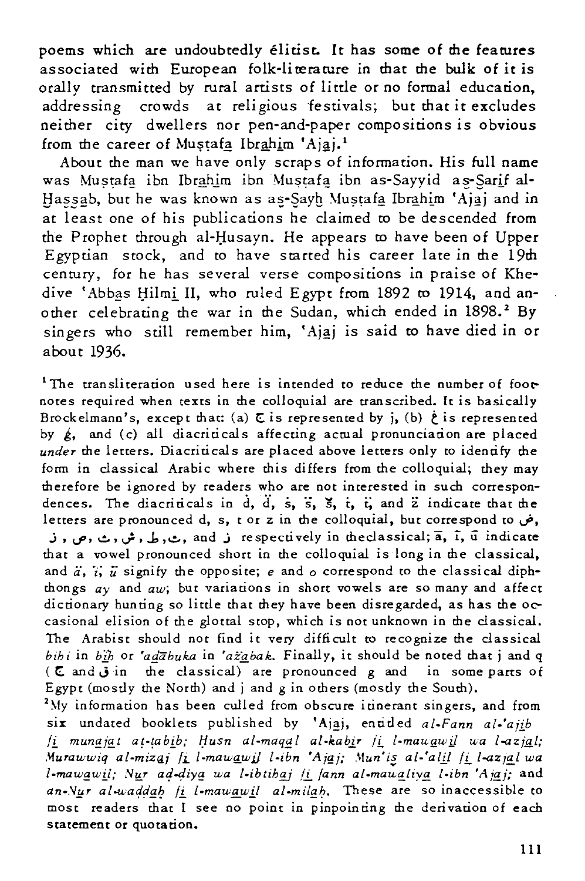poems which are undoubtedly élitist. It has some of the features associated with European folk-literature in that the bulk of it is orally transmitted by rural artists of little or no formal education, addressing crowds at religious festivals; but that it excludes neither city dwellers nor pen-and-paper compositions is obvious from the career of Muṣṭafa̲ Ibra̲hi̲m 'Aja̲j.[1]

About the man we have only scraps of information. His full name was Muṣṭafa̲ ibn Ibra̲hi̲m ibn Muṣṭafa̲ ibn as-Sayyid aṣ-Ṣari̲f al-Ḫaṣṣa̲b, but he was known as aṣ-Ṣayḫ Muṣṭafa̲ Ibra̲hi̲m 'Aja̲j and in at least one of his publications he claimed to be descended from the Prophet through al-Ḥusayn. He appears to have been of Upper Egyptian stock, and to have started his career late in the 19th century, for he has several verse compositions in praise of Khedive 'Abba̲s Ḥilmi̲ II, who ruled Egypt from 1892 to 1914, and another celebrating the war in the Sudan, which ended in 1898.[2] By singers who still remember him, 'Aja̲j is said to have died in or about 1936.

[1] The transliteration used here is intended to reduce the number of footnotes required when texts in the colloquial are transcribed. It is basically Brockelmann's, except that: (a) ج is represented by j, (b) غ is represented by ġ, and (c) all diacriticals affecting actual pronunciation are placed *under* the letters. Diacriticals are placed above letters only to identify the form in classical Arabic where this differs from the colloquial; they may therefore be ignored by readers who are not interested in such correspondences. The diacriticals in ḋ, d̈, ṡ, s̈, š, ṫ, ẗ, and ż indicate that the letters are pronounced d, s, t or z in the colloquial, but correspond to ض, ذ, ص, ث, ش, ط, ث, and ظ respectively in the classical; ā, ī, ū indicate that a vowel pronounced short in the colloquial is long in the classical, and ă, ĭ, ŭ signify the opposite; *e* and *o* correspond to the classical diphthongs *ay* and *aw*; but variations in short vowels are so many and affect dictionary hunting so little that they have been disregarded, as has the occasional elision of the glottal stop, which is not unknown in the classical. The Arabist should not find it very difficult to recognize the classical *bihi* in *bi̲h* or *'ad̄ābuka* in *'ažābak*. Finally, it should be noted that j and q (ج and ق in the classical) are pronounced g and ' in some parts of Egypt (mostly the North) and j and g in others (mostly the South).

[2] My information has been culled from obscure itinerant singers, and from six undated booklets published by 'Aja̲j, entitled *al-Fann al-'aji̲b fi̲ muna̲ja̲t aṭ-ṭabi̲b; Ḥusn al-maqa̲l al-kabi̲r fi̲ l-mawa̲wi̲l wa l-azja̲l; Murawwiq al-miza̲j fi̲ l-mawa̲wi̲l l-ibn 'Aja̲j; Mun'iš al-'ali̲l fi̲ l-azja̲l wa l-mawa̲wi̲l; Nu̲r aḋ-ḋiya̲ wa l-ibtiha̲j fi̲ fann al-mawa̲liya̲ l-ibn 'Aja̲j;* and *an-Nu̲r al-wadda̲ḥ fi̲ l-mawa̲wi̲l al-mila̲ḥ.* These are so inaccessible to most readers that I see no point in pinpointing the derivation of each statement or quotation.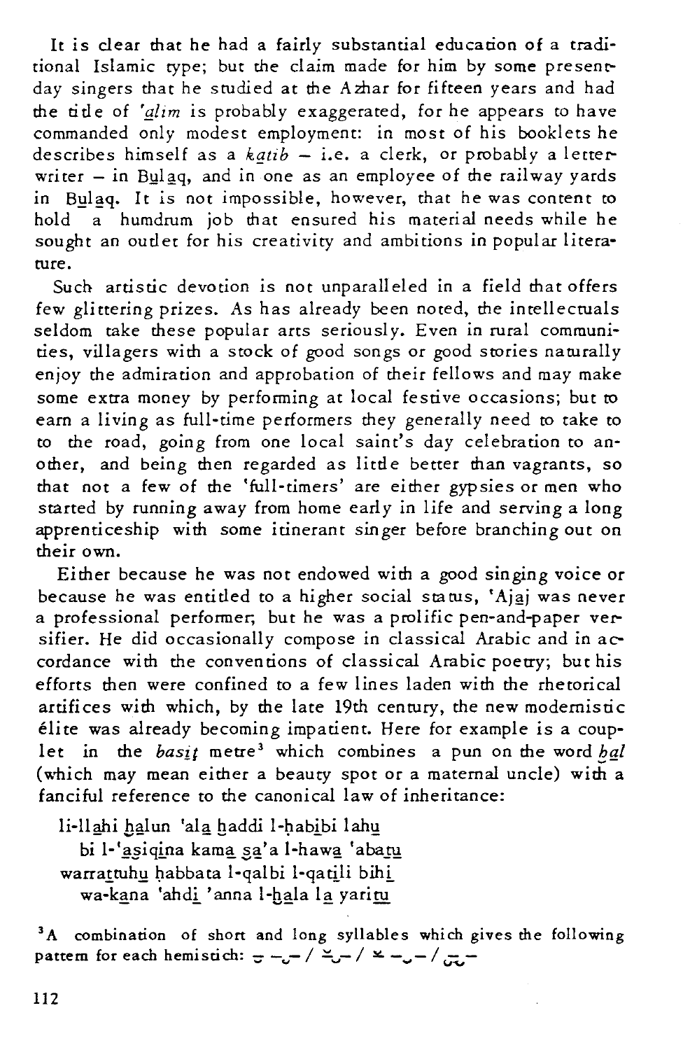It is clear that he had a fairly substantial education of a traditional Islamic type; but the claim made for him by some present-day singers that he studied at the Azhar for fifteen years and had the title of *'alim* is probably exaggerated, for he appears to have commanded only modest employment: in most of his booklets he describes himself as a *katib* – i.e. a clerk, or probably a letter-writer – in Bulaq, and in one as an employee of the railway yards in Bulaq. It is not impossible, however, that he was content to hold a humdrum job that ensured his material needs while he sought an outlet for his creativity and ambitions in popular literature.

Such artistic devotion is not unparalleled in a field that offers few glittering prizes. As has already been noted, the intellectuals seldom take these popular arts seriously. Even in rural communities, villagers with a stock of good songs or good stories naturally enjoy the admiration and approbation of their fellows and may make some extra money by performing at local festive occasions; but to earn a living as full-time performers they generally need to take to to the road, going from one local saint's day celebration to another, and being then regarded as little better than vagrants, so that not a few of the 'full-timers' are either gypsies or men who started by running away from home early in life and serving a long apprenticeship with some itinerant singer before branching out on their own.

Either because he was not endowed with a good singing voice or because he was entitled to a higher social status, 'Ajaj was never a professional performer; but he was a prolific pen-and-paper versifier. He did occasionally compose in classical Arabic and in accordance with the conventions of classical Arabic poetry; but his efforts then were confined to a few lines laden with the rhetorical artifices with which, by the late 19th century, the new modernistic élite was already becoming impatient. Here for example is a couplet in the *basit* metre[3] which combines a pun on the word *hal* (which may mean either a beauty spot or a maternal uncle) with a fanciful reference to the canonical law of inheritance:

li-llahi halun 'ala haddi l-habibi lahu
  bi l-'asiqina kama sa'a l-hawa 'abatu
warrattuhu habbata l-qalbi l-qatili bihi
  wa-kana 'ahdi 'anna l-hala la yaritu

[3] A combination of short and long syllables which gives the following pattern for each hemistich: ⏓ – ⏑ – / ⏓ ⏑ – / ⏓ – ⏑ – / ⏑⏑ –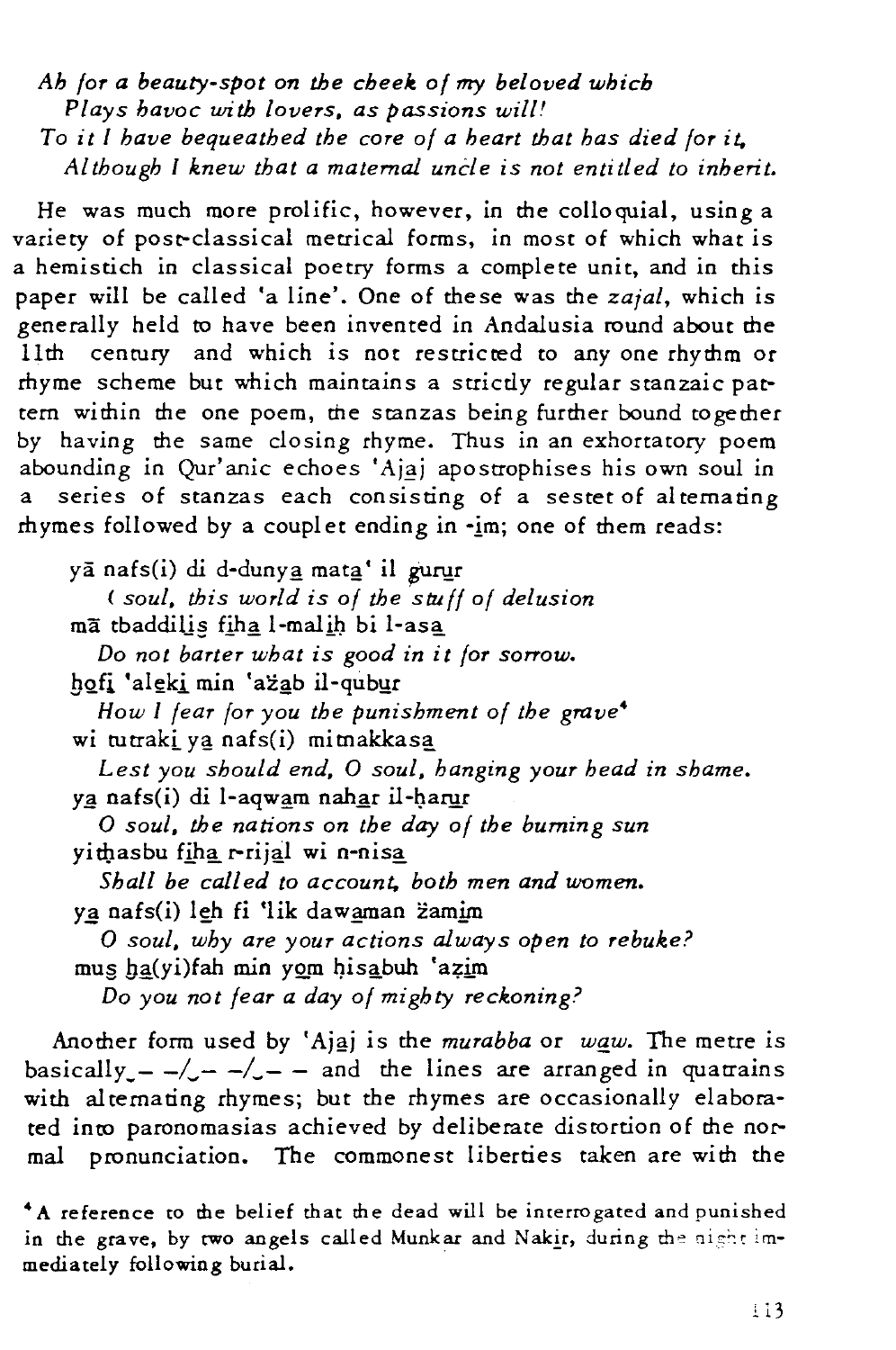*Ah for a beauty-spot on the cheek of my beloved which*
*Plays havoc with lovers, as passions will!*
*To it I have bequeathed the core of a heart that has died for it,*
*Although I knew that a maternal uncle is not entitled to inherit.*

He was much more prolific, however, in the colloquial, using a variety of post-classical metrical forms, in most of which what is a hemistich in classical poetry forms a complete unit, and in this paper will be called 'a line'. One of these was the *zajal*, which is generally held to have been invented in Andalusia round about the 11th century and which is not restricted to any one rhythm or rhyme scheme but which maintains a strictly regular stanzaic pattern within the one poem, the stanzas being further bound together by having the same closing rhyme. Thus in an exhortatory poem abounding in Qur'anic echoes 'Ajaj apostrophises his own soul in a series of stanzas each consisting of a sestet of alternating rhymes followed by a couplet ending in -im; one of them reads:

yā nafs(i) di d-dunya mata' il gurur
*( soul, this world is of the stuff of delusion*
mā tbaddilis fiha l-malih bi l-asa
*Do not barter what is good in it for sorrow.*
hofi 'aleki min 'ažab il-qubur
*How I fear for you the punishment of the grave*[4]
wi tutraki ya nafs(i) mitnakkasa
*Lest you should end, O soul, hanging your head in shame.*
ya nafs(i) di l-aqwam nahar il-harur
*O soul, the nations on the day of the burning sun*
yithasbu fiha r-rijal wi n-nisa
*Shall be called to account, both men and women.*
ya nafs(i) leh fi 'lik dawaman žamim
*O soul, why are your actions always open to rebuke?*
mus ha(yi)fah min yom hisabuh 'azim
*Do you not fear a day of mighty reckoning?*

Another form used by 'Ajaj is the *murabba* or *waw*. The metre is basically $\smile - - / \smile - - / \smile - -$ and the lines are arranged in quatrains with alternating rhymes; but the rhymes are occasionally elaborated into paronomasias achieved by deliberate distortion of the normal pronunciation. The commonest liberties taken are with the

[4] A reference to the belief that the dead will be interrogated and punished in the grave, by two angels called Munkar and Nakir, during the night immediately following burial.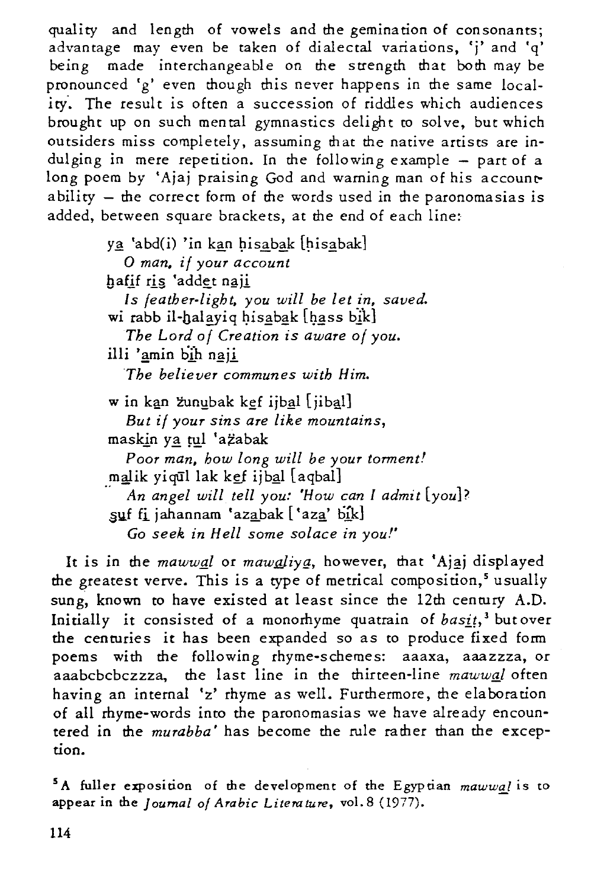quality and length of vowels and the gemination of consonants; advantage may even be taken of dialectal variations, 'j' and 'q' being made interchangeable on the strength that both may be pronounced 'g' even though this never happens in the same locality. The result is often a succession of riddles which audiences brought up on such mental gymnastics delight to solve, but which outsiders miss completely, assuming that the native artists are indulging in mere repetition. In the following example – part of a long poem by 'Ajaj praising God and warning man of his accountability – the correct form of the words used in the paronomasias is added, between square brackets, at the end of each line:

> ya̲ 'abd(i) 'in ka̲n ḥisa̲ba̲k [ḥisa̲bak]
> *O man, if your account*
> ḫafi̲f ri̲s̲ 'adde̲t naji̲
> *Is feather-light, you will be let in, saved.*
> wi rabb il-ḫala̲yiq ḥisa̲ba̲k [ḥa̲ss bi̲k]
> *The Lord of Creation is aware of you.*
> illi 'a̲min bi̲h naji̲
> *The believer communes with Him.*
>
> w in ka̲n ẓunu̲bak ke̲f ijba̲l [jiba̲l]
> *But if your sins are like mountains,*
> maski̲n ya̲ ṭu̲l 'aẓabak
> *Poor man, how long will be your torment!*
> ma̲lik yiqūl lak ke̲f ijba̲l [aqbal]
> *An angel will tell you: 'How can I admit [you]?*
> s̲u̲f fi̲ jahannam 'aza̲bak ['aza̲' bi̲k]
> *Go seek in Hell some solace in you!'*

It is in the *mawwa̲l* or *mawa̲liya̲*, however, that 'Aja̲j displayed the greatest verve. This is a type of metrical composition,[5] usually sung, known to have existed at least since the 12th century A.D. Initially it consisted of a monorhyme quatrain of *basi̲t*,[3] but over the centuries it has been expanded so as to produce fixed form poems with the following rhyme-schemes: aaaxa, aaazzza, or aaabcbcbczzza, the last line in the thirteen-line *mawwa̲l* often having an internal 'z' rhyme as well. Furthermore, the elaboration of all rhyme-words into the paronomasias we have already encountered in the *murabba'* has become the rule rather than the exception.

[5] A fuller exposition of the development of the Egyptian *mawwa̲l* is to appear in the *Journal of Arabic Literature*, vol. 8 (1977).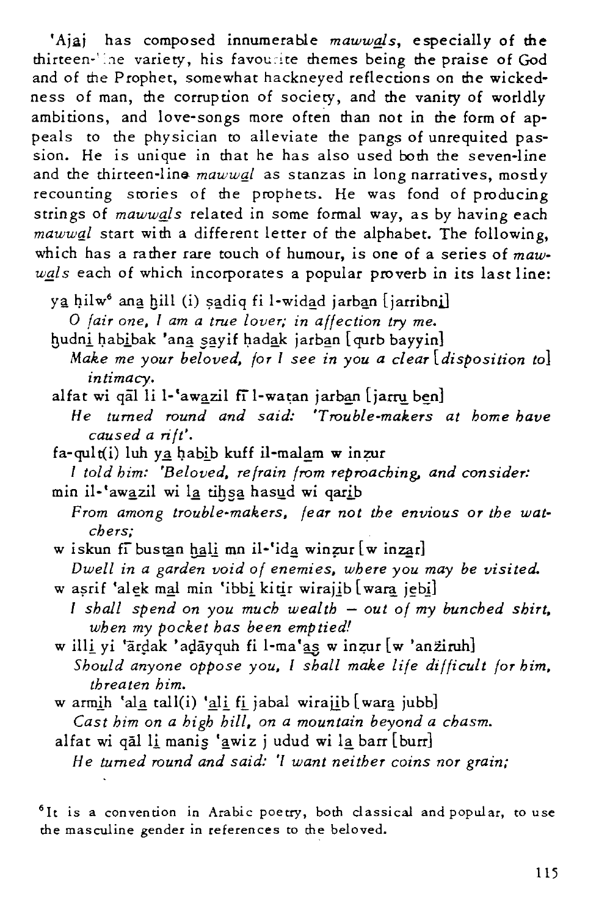'Ajaj has composed innumerable *mawwals*, especially of the thirteen-line variety, his favourite themes being the praise of God and of the Prophet, somewhat hackneyed reflections on the wickedness of man, the corruption of society, and the vanity of worldly ambitions, and love-songs more often than not in the form of appeals to the physician to alleviate the pangs of unrequited passion. He is unique in that he has also used both the seven-line and the thirteen-line *mawwal* as stanzas in long narratives, mostly recounting stories of the prophets. He was fond of producing strings of *mawwals* related in some formal way, as by having each *mawwal* start with a different letter of the alphabet. The following, which has a rather rare touch of humour, is one of a series of *mawwals* each of which incorporates a popular proverb in its last line:

ya ḥilw[6] ana ḥill (i) ṣadiq fi l-widad jarban [jarribni]
*O fair one, I am a true lover; in affection try me.*

ḫudni ḥabibak 'ana ṣayif ḥadak jarban [qurb bayyin]
*Make me your beloved, for I see in you a clear [disposition to] intimacy.*

alfat wi qāl li l-'awazil fī l-waṭan jarban [jarru ben]
*He turned round and said: 'Trouble-makers at home have caused a rift'.*

fa-qult(i) luh ya ḥabib kuff il-malam w inẓur
*I told him: 'Beloved, refrain from reproaching, and consider:*

min il-'awazil wi la tiḫsa hasud wi qarib
*From among trouble-makers, fear not the envious or the watchers;*

w iskun fī bustan ḫali mn il-'ida winẓur [w inẓar]
*Dwell in a garden void of enemies, where you may be visited.*

w aṣrif 'alek mal min 'ibbi kitir wirajib [wara jebi]
*I shall spend on you much wealth – out of my bunched shirt, when my pocket has been emptied!*

w illi yi 'ārḍak 'aḏāyquh fi l-ma'aš w inẓur [w 'anẓiruh]
*Should anyone oppose you, I shall make life difficult for him, threaten him.*

w armih 'ala tall(i) 'ali fi jabal wirajib [wara jubb]
*Cast him on a high hill, on a mountain beyond a chasm.*

alfat wi qāl li maniš 'awiz j udud wi la barr [burr]
*He turned round and said: 'I want neither coins nor grain;*

[6] It is a convention in Arabic poetry, both classical and popular, to use the masculine gender in references to the beloved.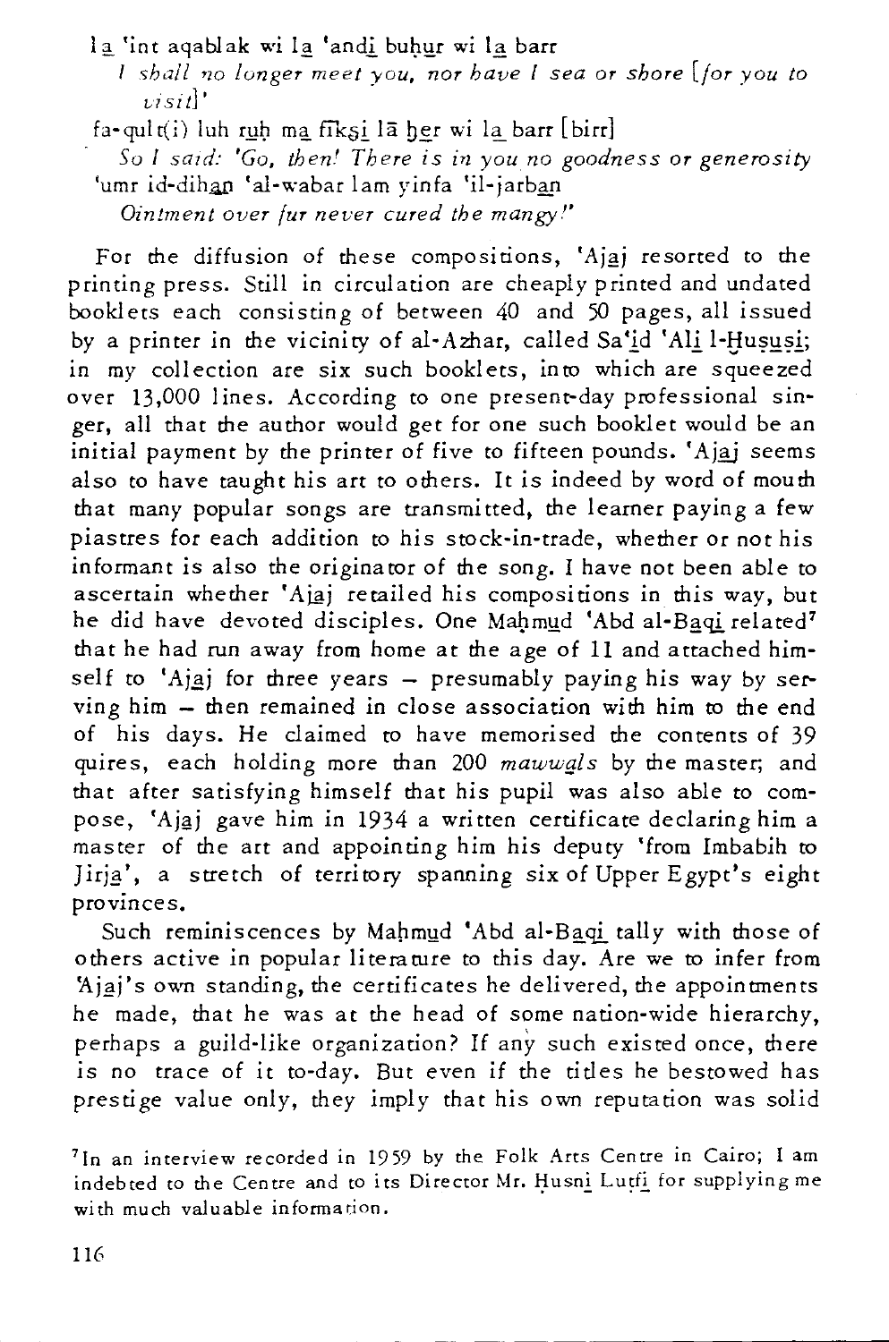la 'int aqablak wi la 'andi buhur wi la barr

*I shall no longer meet you, nor have I sea or shore [for you to visit]'*

fa-qult(i) luh ruh ma fīksi lā her wi la barr [birr]

*So I said: 'Go, then! There is in you no goodness or generosity*

'umr id-dihan 'al-wabar lam yinfa 'il-jarban

*Ointment over fur never cured the mangy!"*

For the diffusion of these compositions, 'Ajaj resorted to the printing press. Still in circulation are cheaply printed and undated booklets each consisting of between 40 and 50 pages, all issued by a printer in the vicinity of al-Azhar, called Sa'id 'Ali l-Hususi; in my collection are six such booklets, into which are squeezed over 13,000 lines. According to one present-day professional singer, all that the author would get for one such booklet would be an initial payment by the printer of five to fifteen pounds. 'Ajaj seems also to have taught his art to others. It is indeed by word of mouth that many popular songs are transmitted, the learner paying a few piastres for each addition to his stock-in-trade, whether or not his informant is also the originator of the song. I have not been able to ascertain whether 'Ajaj retailed his compositions in this way, but he did have devoted disciples. One Mahmud 'Abd al-Baqi related[7] that he had run away from home at the age of 11 and attached himself to 'Ajaj for three years – presumably paying his way by serving him – then remained in close association with him to the end of his days. He claimed to have memorised the contents of 39 quires, each holding more than 200 *mawwals* by the master; and that after satisfying himself that his pupil was also able to compose, 'Ajaj gave him in 1934 a written certificate declaring him a master of the art and appointing him his deputy 'from Imbabih to Jirja', a stretch of territory spanning six of Upper Egypt's eight provinces.

Such reminiscences by Mahmud 'Abd al-Baqi tally with those of others active in popular literature to this day. Are we to infer from 'Ajaj's own standing, the certificates he delivered, the appointments he made, that he was at the head of some nation-wide hierarchy, perhaps a guild-like organization? If any such existed once, there is no trace of it to-day. But even if the titles he bestowed has prestige value only, they imply that his own reputation was solid

[7] In an interview recorded in 1959 by the Folk Arts Centre in Cairo; I am indebted to the Centre and to its Director Mr. Husni Lutfi for supplying me with much valuable information.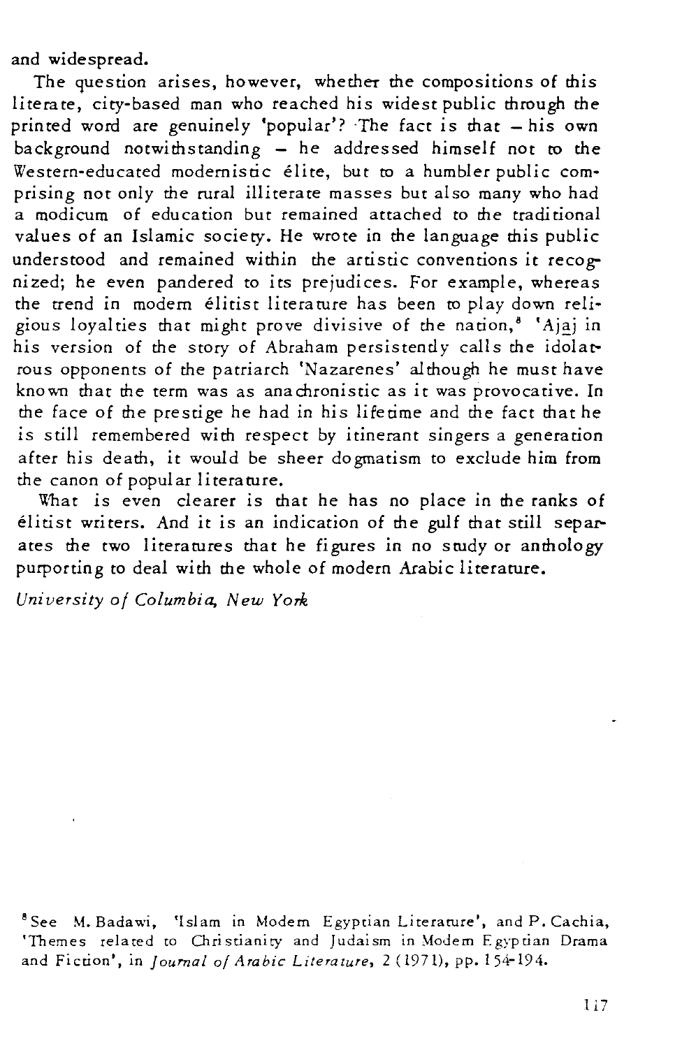and widespread.

The question arises, however, whether the compositions of this literate, city-based man who reached his widest public through the printed word are genuinely 'popular'? The fact is that – his own background notwithstanding – he addressed himself not to the Western-educated modernistic élite, but to a humbler public comprising not only the rural illiterate masses but also many who had a modicum of education but remained attached to the traditional values of an Islamic society. He wrote in the language this public understood and remained within the artistic conventions it recognized; he even pandered to its prejudices. For example, whereas the trend in modern élitist literature has been to play down religious loyalties that might prove divisive of the nation,[8] 'Ajaj in his version of the story of Abraham persistently calls the idolatrous opponents of the patriarch 'Nazarenes' although he must have known that the term was as anachronistic as it was provocative. In the face of the prestige he had in his lifetime and the fact that he is still remembered with respect by itinerant singers a generation after his death, it would be sheer dogmatism to exclude him from the canon of popular literature.

What is even clearer is that he has no place in the ranks of élitist writers. And it is an indication of the gulf that still separates the two literatures that he figures in no study or anthology purporting to deal with the whole of modern Arabic literature.

*University of Columbia, New York*

[8] See M. Badawi, 'Islam in Modern Egyptian Literature', and P. Cachia, 'Themes related to Christianity and Judaism in Modern Egyptian Drama and Fiction', in *Journal of Arabic Literature*, 2 (1971), pp. 154-194.